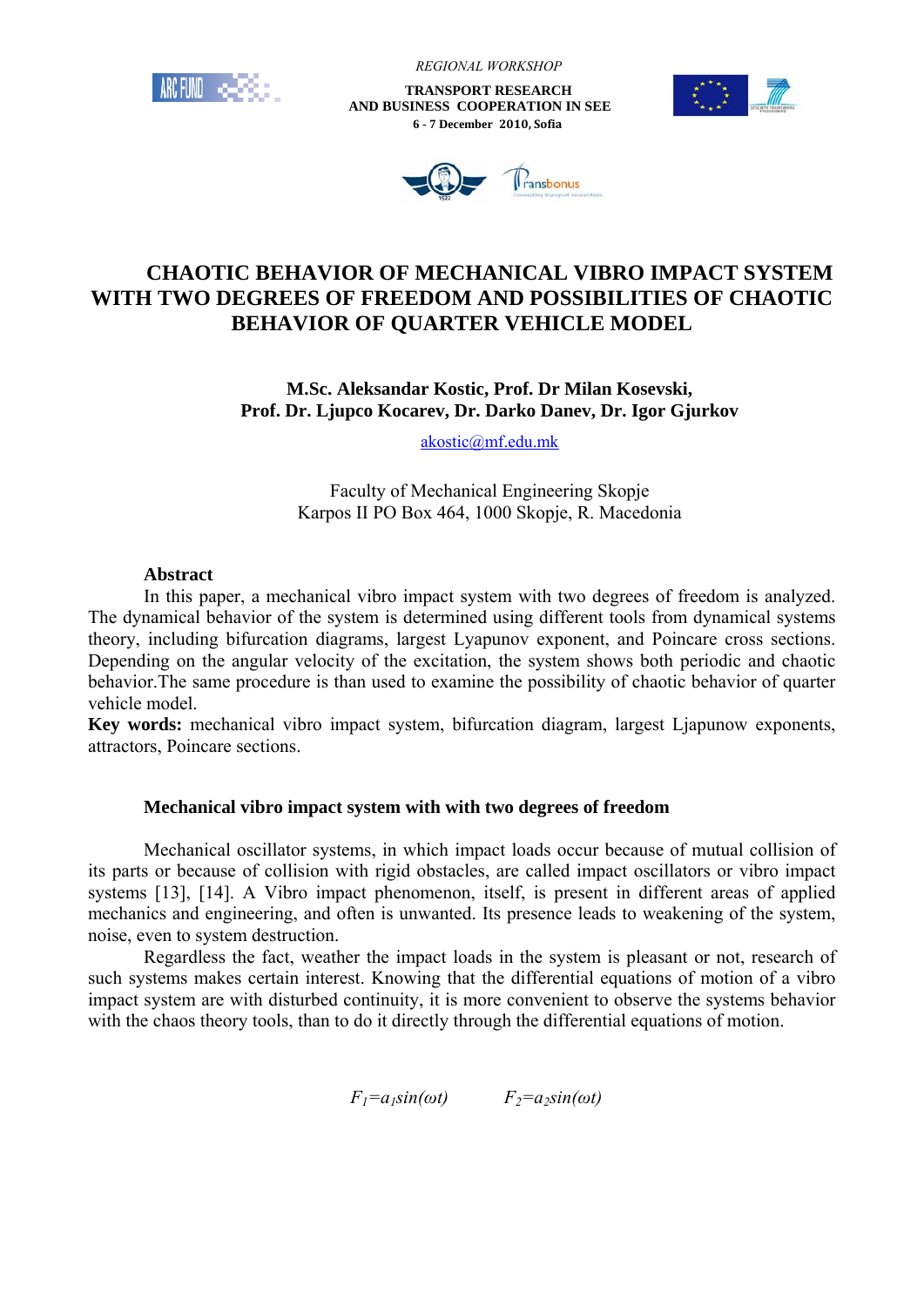*REGIONAL WORKSHOP*

**TRANSPORT RESEARCH AND BUSINESS COOPERATION IN SEE**

**6 - 7 December 2010, Sofia**

# CHAOTIC BEHAVIOR OF MECHANICAL VIBRO IMPACT SYSTEM WITH TWO DEGREES OF FREEDOM AND POSSIBILITIES OF CHAOTIC BEHAVIOR OF QUARTER VEHICLE MODEL

**M.Sc. Aleksandar Kostic, Prof. Dr Milan Kosevski, Prof. Dr. Ljupco Kocarev, Dr. Darko Danev, Dr. Igor Gjurkov**

akostic@mf.edu.mk

Faculty of Mechanical Engineering Skopje
Karpos II PO Box 464, 1000 Skopje, R. Macedonia

**Abstract**

In this paper, a mechanical vibro impact system with two degrees of freedom is analyzed. The dynamical behavior of the system is determined using different tools from dynamical systems theory, including bifurcation diagrams, largest Lyapunov exponent, and Poincare cross sections. Depending on the angular velocity of the excitation, the system shows both periodic and chaotic behavior.The same procedure is than used to examine the possibility of chaotic behavior of quarter vehicle model.

**Key words:** mechanical vibro impact system, bifurcation diagram, largest Ljapunow exponents, attractors, Poincare sections.

## Mechanical vibro impact system with with two degrees of freedom

Mechanical oscillator systems, in which impact loads occur because of mutual collision of its parts or because of collision with rigid obstacles, are called impact oscillators or vibro impact systems [13], [14]. A Vibro impact phenomenon, itself, is present in different areas of applied mechanics and engineering, and often is unwanted. Its presence leads to weakening of the system, noise, even to system destruction.

Regardless the fact, weather the impact loads in the system is pleasant or not, research of such systems makes certain interest. Knowing that the differential equations of motion of a vibro impact system are with disturbed continuity, it is more convenient to observe the systems behavior with the chaos theory tools, than to do it directly through the differential equations of motion.

$F_1=a_1sin(\omega t)$ $\qquad$ $F_2=a_2sin(\omega t)$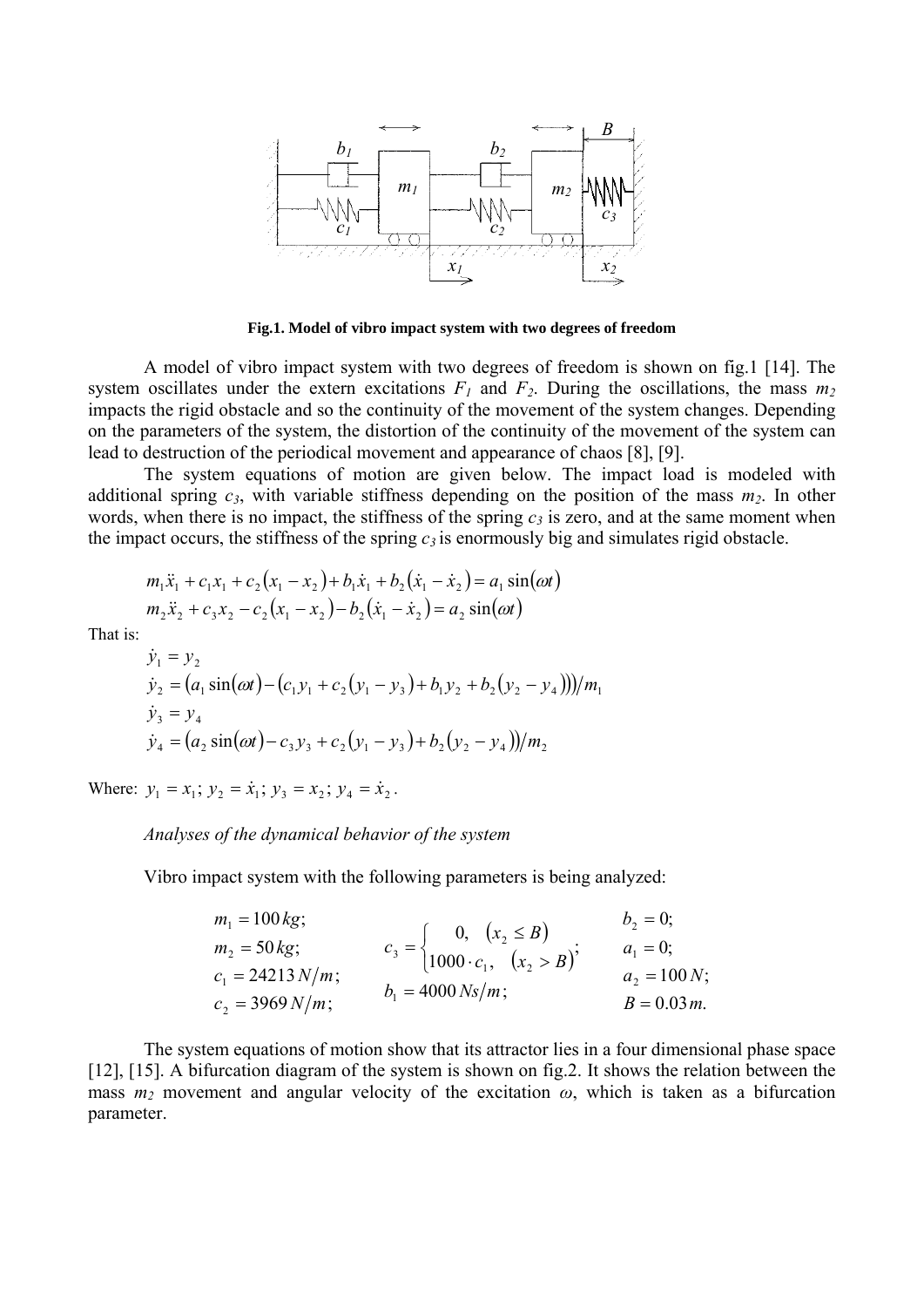**Fig.1. Model of vibro impact system with two degrees of freedom**

A model of vibro impact system with two degrees of freedom is shown on fig.1 [14]. The system oscillates under the extern excitations $F_1$ and $F_2$. During the oscillations, the mass $m_2$ impacts the rigid obstacle and so the continuity of the movement of the system changes. Depending on the parameters of the system, the distortion of the continuity of the movement of the system can lead to destruction of the periodical movement and appearance of chaos [8], [9].

The system equations of motion are given below. The impact load is modeled with additional spring $c_3$, with variable stiffness depending on the position of the mass $m_2$. In other words, when there is no impact, the stiffness of the spring $c_3$ is zero, and at the same moment when the impact occurs, the stiffness of the spring $c_3$ is enormously big and simulates rigid obstacle.

$$m_1\ddot{x}_1 + c_1x_1 + c_2(x_1 - x_2) + b_1\dot{x}_1 + b_2(\dot{x}_1 - \dot{x}_2) = a_1\sin(\omega t)$$
$$m_2\ddot{x}_2 + c_3x_2 - c_2(x_1 - x_2) - b_2(\dot{x}_1 - \dot{x}_2) = a_2\sin(\omega t)$$

That is:

$$\dot{y}_1 = y_2$$
$$\dot{y}_2 = (a_1\sin(\omega t) - (c_1y_1 + c_2(y_1 - y_3) + b_1y_2 + b_2(y_2 - y_4)))/m_1$$
$$\dot{y}_3 = y_4$$
$$\dot{y}_4 = (a_2\sin(\omega t) - c_3y_3 + c_2(y_1 - y_3) + b_2(y_2 - y_4))/m_2$$

Where: $y_1 = x_1$; $y_2 = \dot{x}_1$; $y_3 = x_2$; $y_4 = \dot{x}_2$.

*Analyses of the dynamical behavior of the system*

Vibro impact system with the following parameters is being analyzed:

$$m_1 = 100\,kg; \quad m_2 = 50\,kg; \quad c_1 = 24213\,N/m; \quad c_2 = 3969\,N/m;$$

$$c_3 = \begin{cases} 0, & (x_2 \le B) \\ 1000\cdot c_1, & (x_2 > B) \end{cases}; \quad b_1 = 4000\,Ns/m;$$

$$b_2 = 0; \quad a_1 = 0; \quad a_2 = 100\,N; \quad B = 0.03\,m.$$

The system equations of motion show that its attractor lies in a four dimensional phase space [12], [15]. A bifurcation diagram of the system is shown on fig.2. It shows the relation between the mass $m_2$ movement and angular velocity of the excitation $\omega$, which is taken as a bifurcation parameter.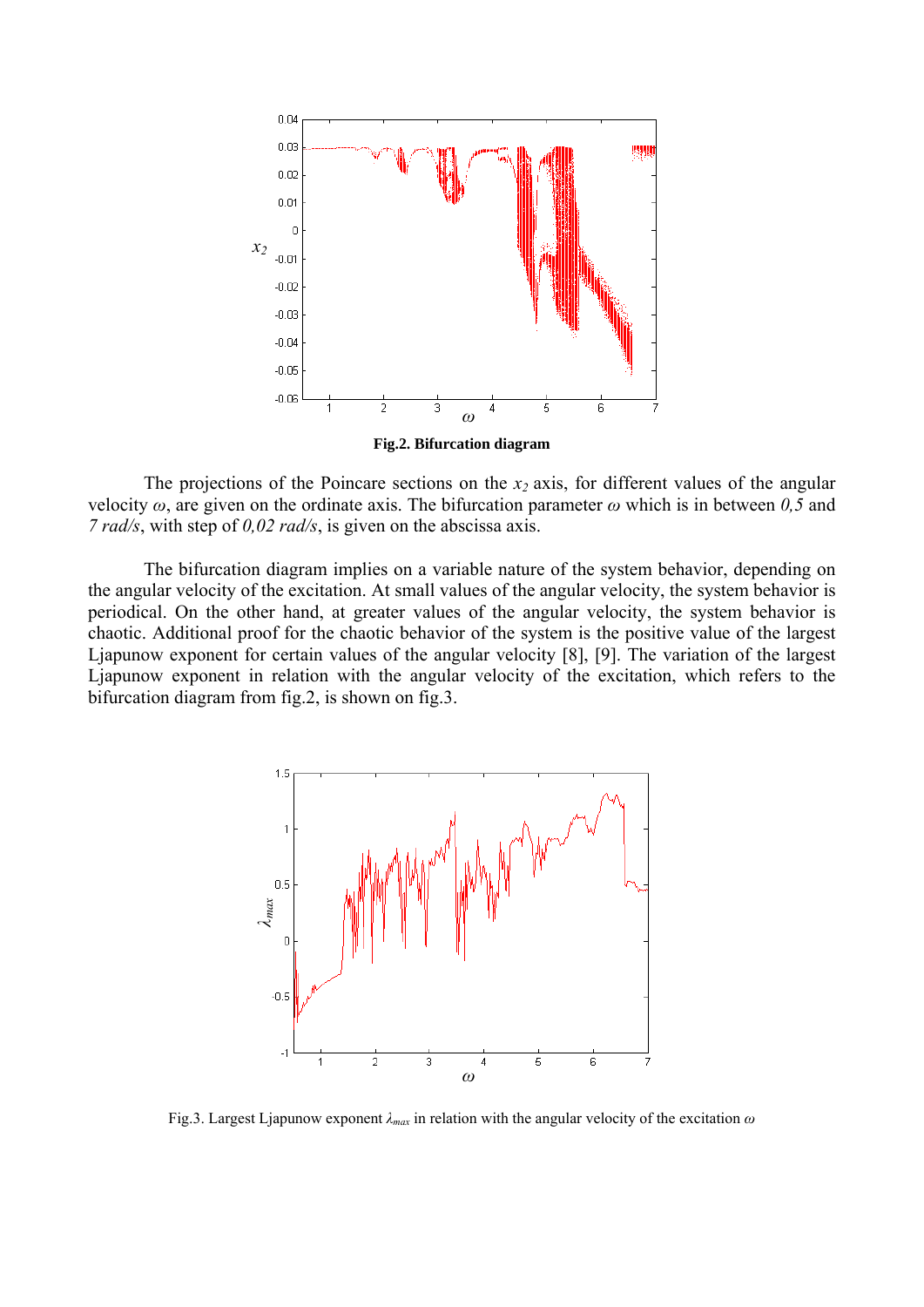**Fig.2. Bifurcation diagram**

The projections of the Poincare sections on the $x_2$ axis, for different values of the angular velocity $\omega$, are given on the ordinate axis. The bifurcation parameter $\omega$ which is in between *0,5* and *7 rad/s*, with step of *0,02 rad/s*, is given on the abscissa axis.

The bifurcation diagram implies on a variable nature of the system behavior, depending on the angular velocity of the excitation. At small values of the angular velocity, the system behavior is periodical. On the other hand, at greater values of the angular velocity, the system behavior is chaotic. Additional proof for the chaotic behavior of the system is the positive value of the largest Ljapunow exponent for certain values of the angular velocity [8], [9]. The variation of the largest Ljapunow exponent in relation with the angular velocity of the excitation, which refers to the bifurcation diagram from fig.2, is shown on fig.3.

Fig.3. Largest Ljapunow exponent $\lambda_{max}$ in relation with the angular velocity of the excitation $\omega$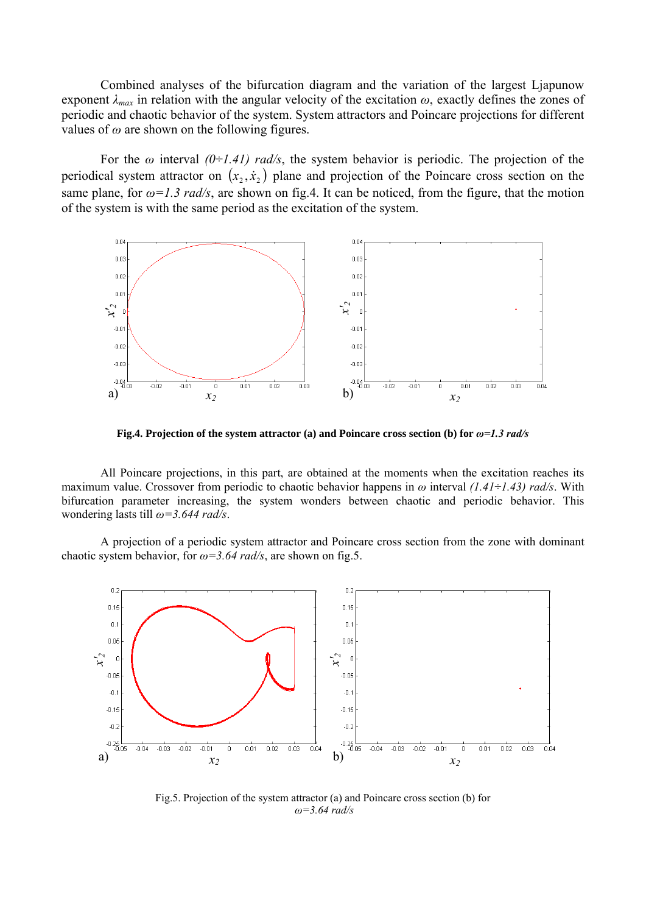Combined analyses of the bifurcation diagram and the variation of the largest Ljapunow exponent $\lambda_{max}$ in relation with the angular velocity of the excitation $\omega$, exactly defines the zones of periodic and chaotic behavior of the system. System attractors and Poincare projections for different values of $\omega$ are shown on the following figures.

For the $\omega$ interval $(0\div1.41)$ *rad/s*, the system behavior is periodic. The projection of the periodical system attractor on $(x_2, \dot{x}_2)$ plane and projection of the Poincare cross section on the same plane, for $\omega=1.3$ *rad/s*, are shown on fig.4. It can be noticed, from the figure, that the motion of the system is with the same period as the excitation of the system.

**Fig.4. Projection of the system attractor (a) and Poincare cross section (b) for $\omega=1.3$ *rad/s***

All Poincare projections, in this part, are obtained at the moments when the excitation reaches its maximum value. Crossover from periodic to chaotic behavior happens in $\omega$ interval $(1.41\div1.43)$ *rad/s*. With bifurcation parameter increasing, the system wonders between chaotic and periodic behavior. This wondering lasts till $\omega=3.644$ *rad/s*.

A projection of a periodic system attractor and Poincare cross section from the zone with dominant chaotic system behavior, for $\omega=3.64$ *rad/s*, are shown on fig.5.

Fig.5. Projection of the system attractor (a) and Poincare cross section (b) for $\omega=3.64$ *rad/s*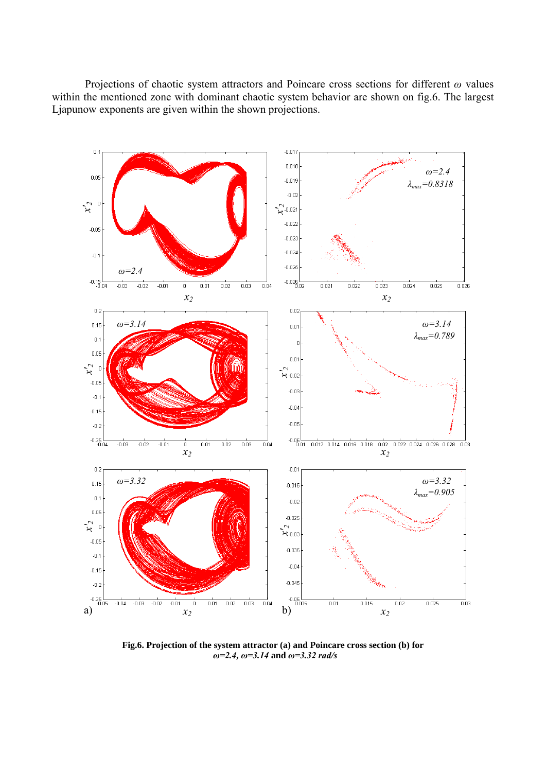Projections of chaotic system attractors and Poincare cross sections for different $\omega$ values within the mentioned zone with dominant chaotic system behavior are shown on fig.6. The largest Ljapunow exponents are given within the shown projections.

**Fig.6. Projection of the system attractor (a) and Poincare cross section (b) for** ***ω=2.4, ω=3.14*** **and** ***ω=3.32 rad/s***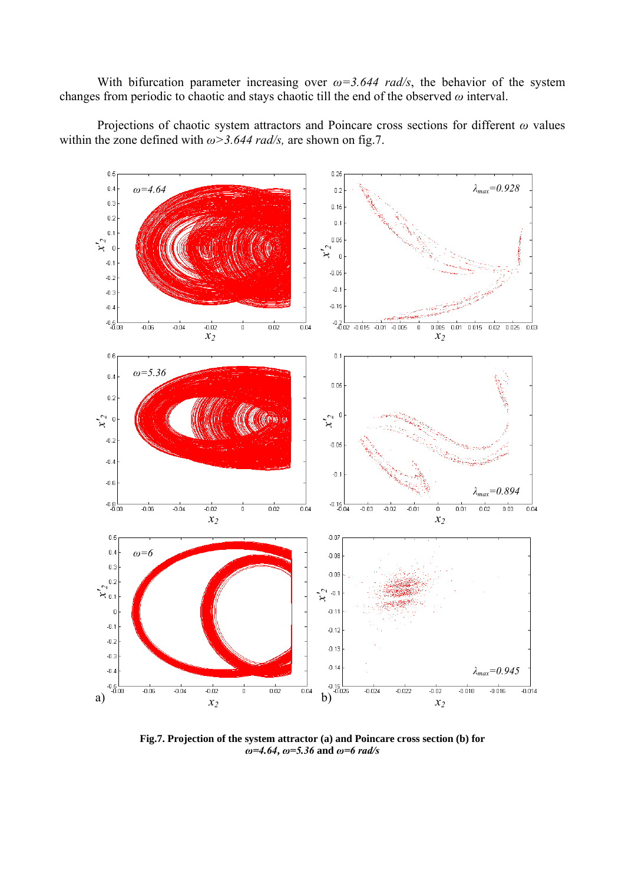With bifurcation parameter increasing over $\omega=3.644$ *rad/s*, the behavior of the system changes from periodic to chaotic and stays chaotic till the end of the observed $\omega$ interval.

Projections of chaotic system attractors and Poincare cross sections for different $\omega$ values within the zone defined with $\omega>3.644$ *rad/s,* are shown on fig.7.

**Fig.7. Projection of the system attractor (a) and Poincare cross section (b) for** $\omega=4.64$**,** $\omega=5.36$ **and** $\omega=6$ ***rad/s***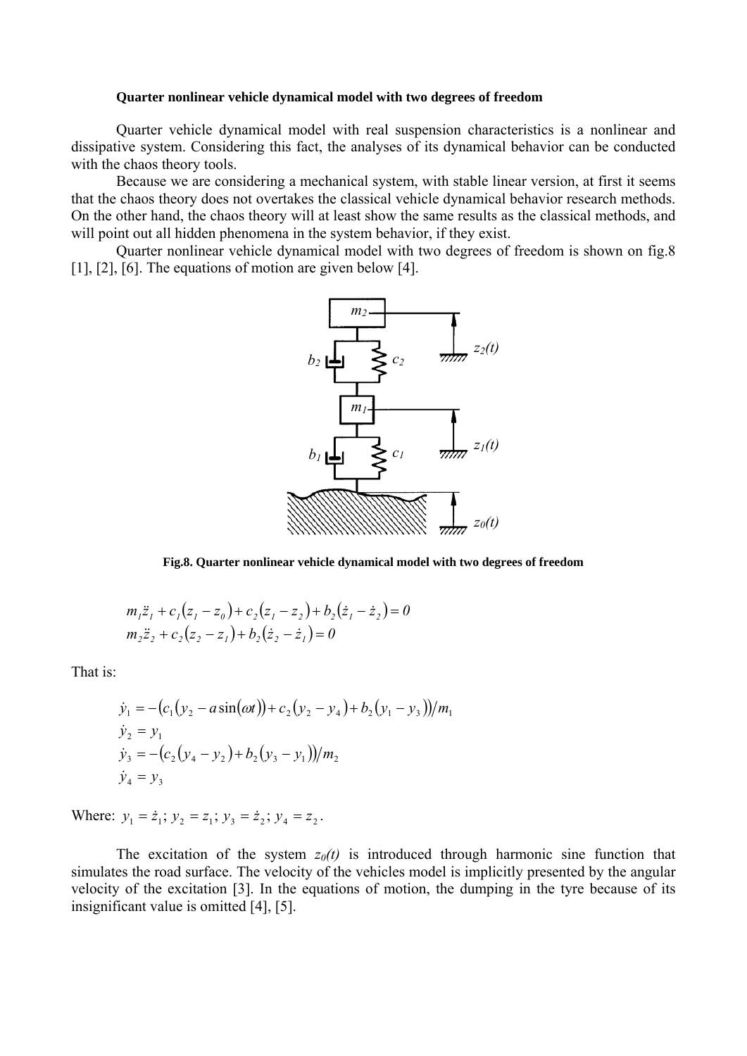**Quarter nonlinear vehicle dynamical model with two degrees of freedom**

Quarter vehicle dynamical model with real suspension characteristics is a nonlinear and dissipative system. Considering this fact, the analyses of its dynamical behavior can be conducted with the chaos theory tools.

Because we are considering a mechanical system, with stable linear version, at first it seems that the chaos theory does not overtakes the classical vehicle dynamical behavior research methods. On the other hand, the chaos theory will at least show the same results as the classical methods, and will point out all hidden phenomena in the system behavior, if they exist.

Quarter nonlinear vehicle dynamical model with two degrees of freedom is shown on fig.8 [1], [2], [6]. The equations of motion are given below [4].

**Fig.8. Quarter nonlinear vehicle dynamical model with two degrees of freedom**

$$m_1\ddot{z}_1 + c_1(z_1 - z_0) + c_2(z_1 - z_2) + b_2(\dot{z}_1 - \dot{z}_2) = 0$$
$$m_2\ddot{z}_2 + c_2(z_2 - z_1) + b_2(\dot{z}_2 - \dot{z}_1) = 0$$

That is:

$$\dot{y}_1 = -\left(c_1\left(y_2 - a\sin(\omega t)\right) + c_2\left(y_2 - y_4\right) + b_2\left(y_1 - y_3\right)\right)/m_1$$
$$\dot{y}_2 = y_1$$
$$\dot{y}_3 = -\left(c_2\left(y_4 - y_2\right) + b_2\left(y_3 - y_1\right)\right)/m_2$$
$$\dot{y}_4 = y_3$$

Where: $y_1 = \dot{z}_1$; $y_2 = z_1$; $y_3 = \dot{z}_2$; $y_4 = z_2$.

The excitation of the system $z_0(t)$ is introduced through harmonic sine function that simulates the road surface. The velocity of the vehicles model is implicitly presented by the angular velocity of the excitation [3]. In the equations of motion, the dumping in the tyre because of its insignificant value is omitted [4], [5].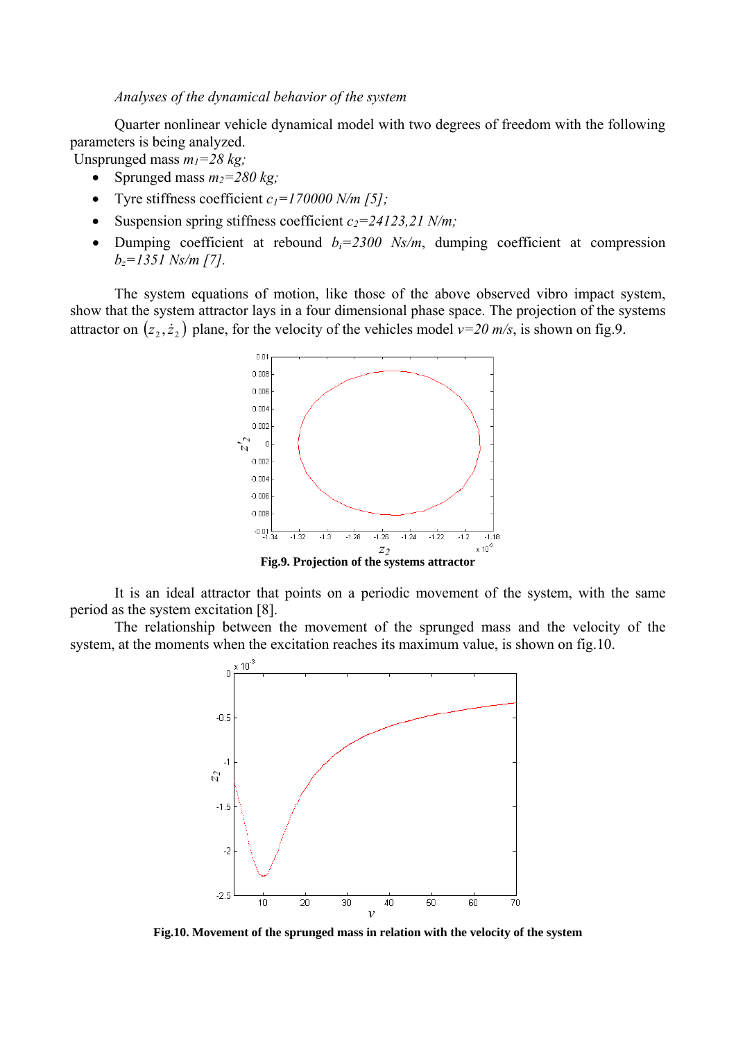*Analyses of the dynamical behavior of the system*

Quarter nonlinear vehicle dynamical model with two degrees of freedom with the following parameters is being analyzed.

Unsprunged mass $m_1=28$ kg;

- Sprunged mass $m_2=280$ kg;
- Tyre stiffness coefficient $c_1=170000$ N/m [5];
- Suspension spring stiffness coefficient $c_2=24123,21$ N/m;
- Dumping coefficient at rebound $b_i=2300$ Ns/m, dumping coefficient at compression $b_z=1351$ Ns/m [7].

The system equations of motion, like those of the above observed vibro impact system, show that the system attractor lays in a four dimensional phase space. The projection of the systems attractor on $(z_2, \dot{z}_2)$ plane, for the velocity of the vehicles model $v=20$ m/s, is shown on fig.9.

**Fig.9. Projection of the systems attractor**

It is an ideal attractor that points on a periodic movement of the system, with the same period as the system excitation [8].

The relationship between the movement of the sprunged mass and the velocity of the system, at the moments when the excitation reaches its maximum value, is shown on fig.10.

**Fig.10. Movement of the sprunged mass in relation with the velocity of the system**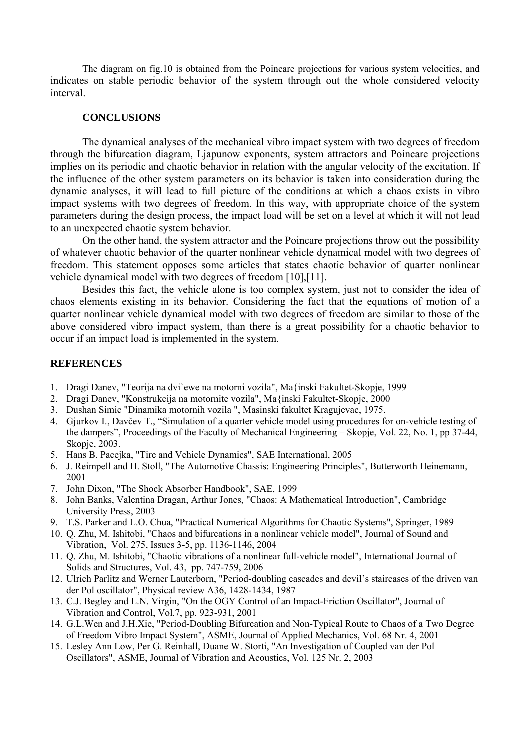The diagram on fig.10 is obtained from the Poincare projections for various system velocities, and indicates on stable periodic behavior of the system through out the whole considered velocity interval.

## CONCLUSIONS

The dynamical analyses of the mechanical vibro impact system with two degrees of freedom through the bifurcation diagram, Ljapunow exponents, system attractors and Poincare projections implies on its periodic and chaotic behavior in relation with the angular velocity of the excitation. If the influence of the other system parameters on its behavior is taken into consideration during the dynamic analyses, it will lead to full picture of the conditions at which a chaos exists in vibro impact systems with two degrees of freedom. In this way, with appropriate choice of the system parameters during the design process, the impact load will be set on a level at which it will not lead to an unexpected chaotic system behavior.

On the other hand, the system attractor and the Poincare projections throw out the possibility of whatever chaotic behavior of the quarter nonlinear vehicle dynamical model with two degrees of freedom. This statement opposes some articles that states chaotic behavior of quarter nonlinear vehicle dynamical model with two degrees of freedom [10],[11].

Besides this fact, the vehicle alone is too complex system, just not to consider the idea of chaos elements existing in its behavior. Considering the fact that the equations of motion of a quarter nonlinear vehicle dynamical model with two degrees of freedom are similar to those of the above considered vibro impact system, than there is a great possibility for a chaotic behavior to occur if an impact load is implemented in the system.

## REFERENCES

1. Dragi Danev, "Teorija na dvi`ewe na motorni vozila", Ma{inski Fakultet-Skopje, 1999
2. Dragi Danev, "Konstrukcija na motornite vozila", Ma{inski Fakultet-Skopje, 2000
3. Dushan Simic "Dinamika motornih vozila ", Masinski fakultet Kragujevac, 1975.
4. Gjurkov I., Davčev T., "Simulation of a quarter vehicle model using procedures for on-vehicle testing of the dampers", Proceedings of the Faculty of Mechanical Engineering – Skopje, Vol. 22, No. 1, pp 37-44, Skopje, 2003.
5. Hans B. Pacejka, "Tire and Vehicle Dynamics", SAE International, 2005
6. J. Reimpell and H. Stoll, "The Automotive Chassis: Engineering Principles", Butterworth Heinemann, 2001
7. John Dixon, "The Shock Absorber Handbook", SAE, 1999
8. John Banks, Valentina Dragan, Arthur Jones, "Chaos: A Mathematical Introduction", Cambridge University Press, 2003
9. T.S. Parker and L.O. Chua, "Practical Numerical Algorithms for Chaotic Systems", Springer, 1989
10. Q. Zhu, M. Ishitobi, "Chaos and bifurcations in a nonlinear vehicle model", Journal of Sound and Vibration, Vol. 275, Issues 3-5, pp. 1136-1146, 2004
11. Q. Zhu, M. Ishitobi, "Chaotic vibrations of a nonlinear full-vehicle model", International Journal of Solids and Structures, Vol. 43, pp. 747-759, 2006
12. Ulrich Parlitz and Werner Lauterborn, "Period-doubling cascades and devil's staircases of the driven van der Pol oscillator", Physical review A36, 1428-1434, 1987
13. C.J. Begley and L.N. Virgin, "On the OGY Control of an Impact-Friction Oscillator", Journal of Vibration and Control, Vol.7, pp. 923-931, 2001
14. G.L.Wen and J.H.Xie, "Period-Doubling Bifurcation and Non-Typical Route to Chaos of a Two Degree of Freedom Vibro Impact System", ASME, Journal of Applied Mechanics, Vol. 68 Nr. 4, 2001
15. Lesley Ann Low, Per G. Reinhall, Duane W. Storti, "An Investigation of Coupled van der Pol Oscillators", ASME, Journal of Vibration and Acoustics, Vol. 125 Nr. 2, 2003